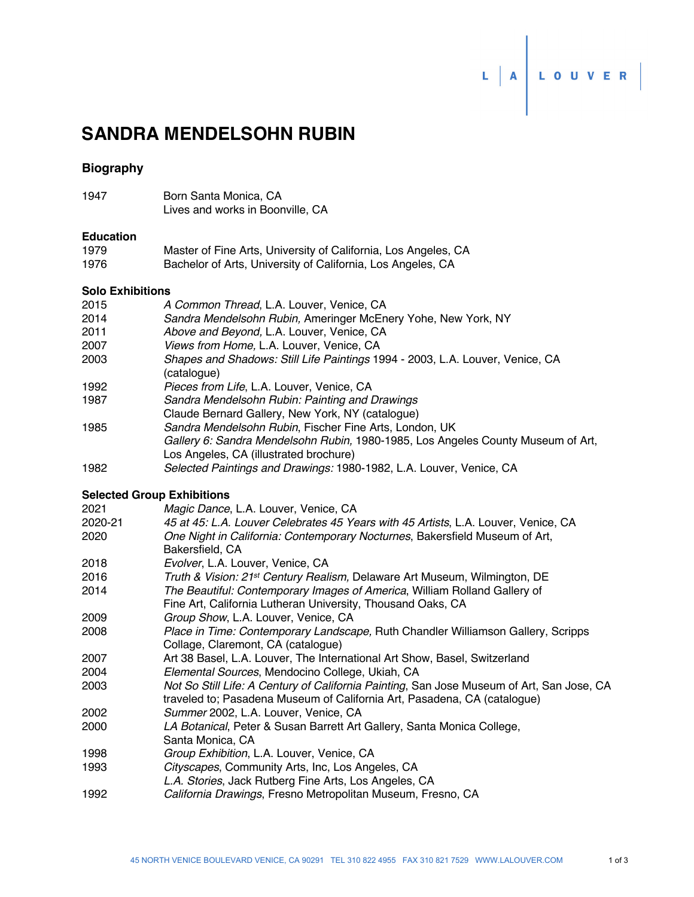L | A | L O U V E R

# SANDRA MENDELSOHN RUBIN

## Biography

1947 Born Santa Monica, CA
Lives and works in Boonville, CA

### Education

1979 Master of Fine Arts, University of California, Los Angeles, CA
1976 Bachelor of Arts, University of California, Los Angeles, CA

### Solo Exhibitions

2015 *A Common Thread*, L.A. Louver, Venice, CA
2014 *Sandra Mendelsohn Rubin,* Ameringer McEnery Yohe, New York, NY
2011 *Above and Beyond,* L.A. Louver, Venice, CA
2007 *Views from Home,* L.A. Louver, Venice, CA
2003 *Shapes and Shadows: Still Life Paintings* 1994 - 2003, L.A. Louver, Venice, CA (catalogue)
1992 *Pieces from Life*, L.A. Louver, Venice, CA
1987 *Sandra Mendelsohn Rubin: Painting and Drawings*
Claude Bernard Gallery, New York, NY (catalogue)
1985 *Sandra Mendelsohn Rubin*, Fischer Fine Arts, London, UK
*Gallery 6: Sandra Mendelsohn Rubin,* 1980-1985, Los Angeles County Museum of Art, Los Angeles, CA (illustrated brochure)
1982 *Selected Paintings and Drawings:* 1980-1982, L.A. Louver, Venice, CA

### Selected Group Exhibitions

2021 *Magic Dance*, L.A. Louver, Venice, CA
2020-21 *45 at 45: L.A. Louver Celebrates 45 Years with 45 Artists*, L.A. Louver, Venice, CA
2020 *One Night in California: Contemporary Nocturnes*, Bakersfield Museum of Art, Bakersfield, CA
2018 *Evolver*, L.A. Louver, Venice, CA
2016 *Truth & Vision: 21st Century Realism,* Delaware Art Museum, Wilmington, DE
2014 *The Beautiful: Contemporary Images of America*, William Rolland Gallery of Fine Art, California Lutheran University, Thousand Oaks, CA
2009 *Group Show*, L.A. Louver, Venice, CA
2008 *Place in Time: Contemporary Landscape,* Ruth Chandler Williamson Gallery, Scripps Collage, Claremont, CA (catalogue)
2007 Art 38 Basel, L.A. Louver, The International Art Show, Basel, Switzerland
2004 *Elemental Sources*, Mendocino College, Ukiah, CA
2003 *Not So Still Life: A Century of California Painting*, San Jose Museum of Art, San Jose, CA traveled to; Pasadena Museum of California Art, Pasadena, CA (catalogue)
2002 *Summer* 2002, L.A. Louver, Venice, CA
2000 *LA Botanical*, Peter & Susan Barrett Art Gallery, Santa Monica College, Santa Monica, CA
1998 *Group Exhibition*, L.A. Louver, Venice, CA
1993 *Cityscapes*, Community Arts, Inc, Los Angeles, CA
*L.A. Stories*, Jack Rutberg Fine Arts, Los Angeles, CA
1992 *California Drawings*, Fresno Metropolitan Museum, Fresno, CA

45 NORTH VENICE BOULEVARD VENICE, CA 90291 TEL 310 822 4955 FAX 310 821 7529 WWW.LALOUVER.COM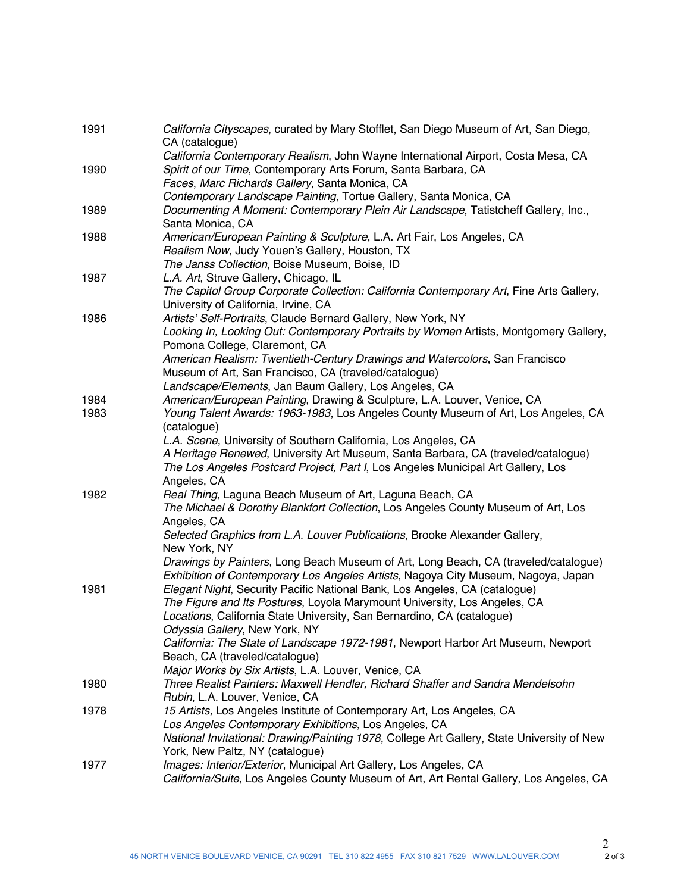1991 *California Cityscapes*, curated by Mary Stofflet, San Diego Museum of Art, San Diego, CA (catalogue)
*California Contemporary Realism*, John Wayne International Airport, Costa Mesa, CA

1990 *Spirit of our Time*, Contemporary Arts Forum, Santa Barbara, CA
*Faces*, *Marc Richards Gallery*, Santa Monica, CA
*Contemporary Landscape Painting*, Tortue Gallery, Santa Monica, CA

1989 *Documenting A Moment: Contemporary Plein Air Landscape*, Tatistcheff Gallery, Inc., Santa Monica, CA

1988 *American/European Painting & Sculpture*, L.A. Art Fair, Los Angeles, CA
*Realism Now*, Judy Youen's Gallery, Houston, TX
*The Janss Collection*, Boise Museum, Boise, ID

1987 *L.A. Art*, Struve Gallery, Chicago, IL
*The Capitol Group Corporate Collection: California Contemporary Art*, Fine Arts Gallery, University of California, Irvine, CA

1986 *Artists' Self-Portraits*, Claude Bernard Gallery, New York, NY
*Looking In, Looking Out: Contemporary Portraits by Women* Artists, Montgomery Gallery, Pomona College, Claremont, CA
*American Realism: Twentieth-Century Drawings and Watercolors*, San Francisco Museum of Art, San Francisco, CA (traveled/catalogue)
*Landscape/Elements*, Jan Baum Gallery, Los Angeles, CA

1984 *American/European Painting*, Drawing & Sculpture, L.A. Louver, Venice, CA

1983 *Young Talent Awards: 1963-1983*, Los Angeles County Museum of Art, Los Angeles, CA (catalogue)
*L.A. Scene*, University of Southern California, Los Angeles, CA
*A Heritage Renewed*, University Art Museum, Santa Barbara, CA (traveled/catalogue)
*The Los Angeles Postcard Project, Part I*, Los Angeles Municipal Art Gallery, Los Angeles, CA

1982 *Real Thing*, Laguna Beach Museum of Art, Laguna Beach, CA
*The Michael & Dorothy Blankfort Collection*, Los Angeles County Museum of Art, Los Angeles, CA
*Selected Graphics from L.A. Louver Publications*, Brooke Alexander Gallery, New York, NY
*Drawings by Painters*, Long Beach Museum of Art, Long Beach, CA (traveled/catalogue)
*Exhibition of Contemporary Los Angeles Artists*, Nagoya City Museum, Nagoya, Japan

1981 *Elegant Night*, Security Pacific National Bank, Los Angeles, CA (catalogue)
*The Figure and Its Postures*, Loyola Marymount University, Los Angeles, CA
*Locations*, California State University, San Bernardino, CA (catalogue)
*Odyssia Gallery*, New York, NY
*California: The State of Landscape 1972-1981*, Newport Harbor Art Museum, Newport Beach, CA (traveled/catalogue)
*Major Works by Six Artists*, L.A. Louver, Venice, CA

1980 *Three Realist Painters: Maxwell Hendler, Richard Shaffer and Sandra Mendelsohn Rubin*, L.A. Louver, Venice, CA

1978 *15 Artists,* Los Angeles Institute of Contemporary Art, Los Angeles, CA
*Los Angeles Contemporary Exhibitions*, Los Angeles, CA
*National Invitational: Drawing/Painting 1978*, College Art Gallery, State University of New York, New Paltz, NY (catalogue)

1977 *Images: Interior/Exterior*, Municipal Art Gallery, Los Angeles, CA
*California/Suite*, Los Angeles County Museum of Art, Art Rental Gallery, Los Angeles, CA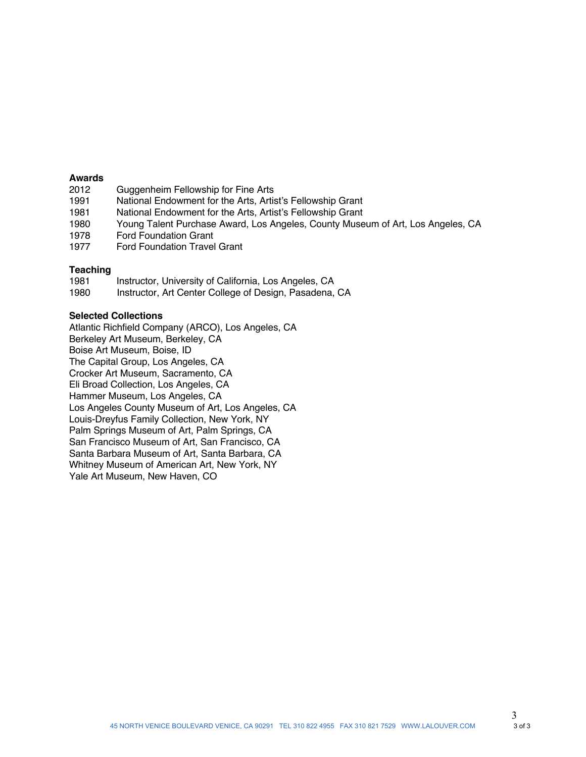**Awards**

2012 Guggenheim Fellowship for Fine Arts
1991 National Endowment for the Arts, Artist's Fellowship Grant
1981 National Endowment for the Arts, Artist's Fellowship Grant
1980 Young Talent Purchase Award, Los Angeles, County Museum of Art, Los Angeles, CA
1978 Ford Foundation Grant
1977 Ford Foundation Travel Grant

**Teaching**

1981 Instructor, University of California, Los Angeles, CA
1980 Instructor, Art Center College of Design, Pasadena, CA

**Selected Collections**

Atlantic Richfield Company (ARCO), Los Angeles, CA
Berkeley Art Museum, Berkeley, CA
Boise Art Museum, Boise, ID
The Capital Group, Los Angeles, CA
Crocker Art Museum, Sacramento, CA
Eli Broad Collection, Los Angeles, CA
Hammer Museum, Los Angeles, CA
Los Angeles County Museum of Art, Los Angeles, CA
Louis-Dreyfus Family Collection, New York, NY
Palm Springs Museum of Art, Palm Springs, CA
San Francisco Museum of Art, San Francisco, CA
Santa Barbara Museum of Art, Santa Barbara, CA
Whitney Museum of American Art, New York, NY
Yale Art Museum, New Haven, CO